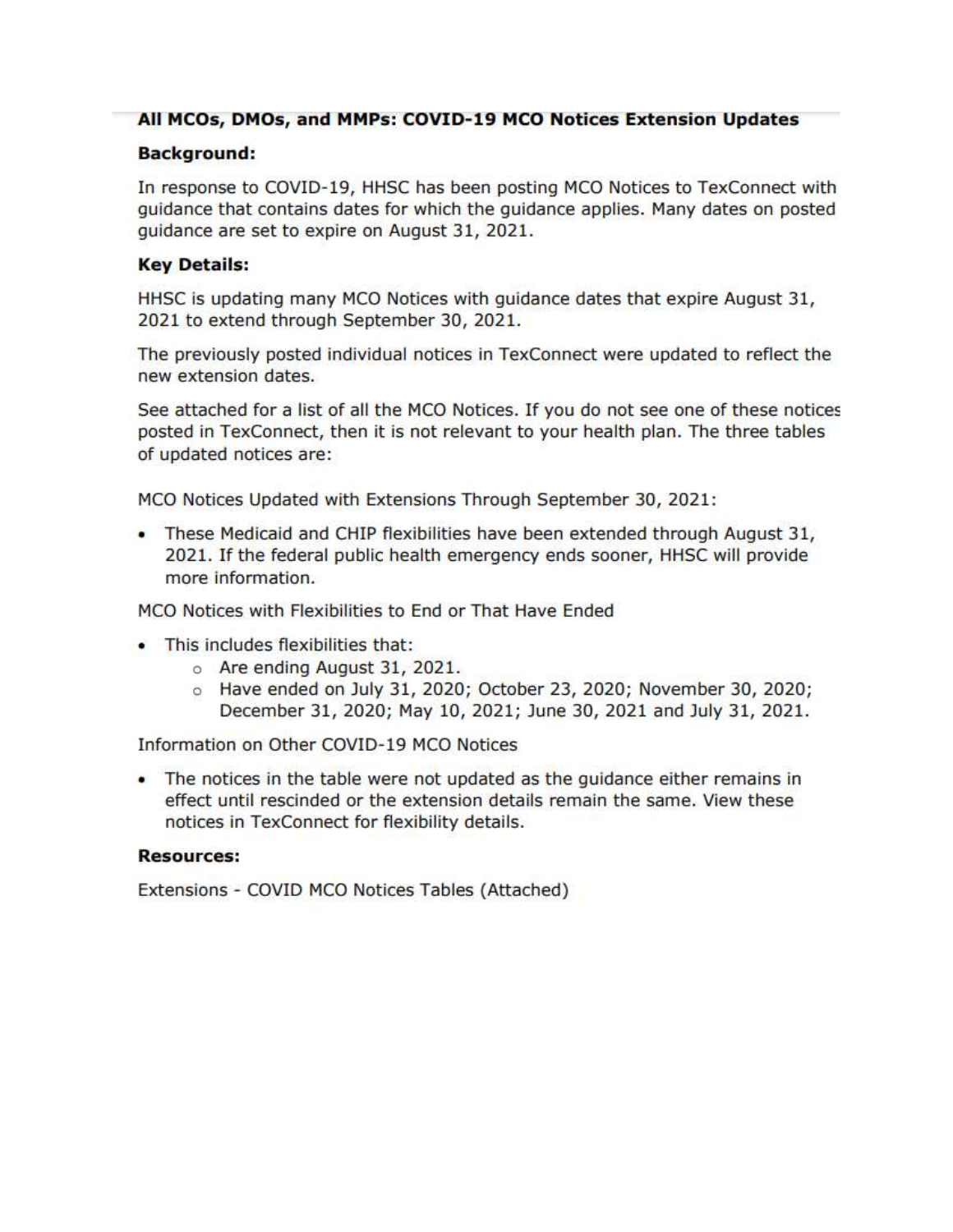## All MCOs, DMOs, and MMPs: COVID-19 MCO Notices Extension Updates

### Background:

In response to COVID-19, HHSC has been posting MCO Notices to TexConnect with guidance that contains dates for which the guidance applies. Many dates on posted guidance are set to expire on August 31, 2021.

### Key Details:

HHSC is updating many MCO Notices with guidance dates that expire August 31, 2021 to extend through September 30, 2021.

The previously posted individual notices in TexConnect were updated to reflect the new extension dates.

See attached for a list of all the MCO Notices. If you do not see one of these notices posted in TexConnect, then it is not relevant to your health plan. The three tables of updated notices are:

MCO Notices Updated with Extensions Through September 30, 2021:

- These Medicaid and CHIP flexibilities have been extended through August 31, 2021. If the federal public health emergency ends sooner, HHSC will provide more information.

MCO Notices with Flexibilities to End or That Have Ended

- This includes flexibilities that:
  - Are ending August 31, 2021.
  - Have ended on July 31, 2020; October 23, 2020; November 30, 2020; December 31, 2020; May 10, 2021; June 30, 2021 and July 31, 2021.

Information on Other COVID-19 MCO Notices

- The notices in the table were not updated as the guidance either remains in effect until rescinded or the extension details remain the same. View these notices in TexConnect for flexibility details.

### Resources:

Extensions - COVID MCO Notices Tables (Attached)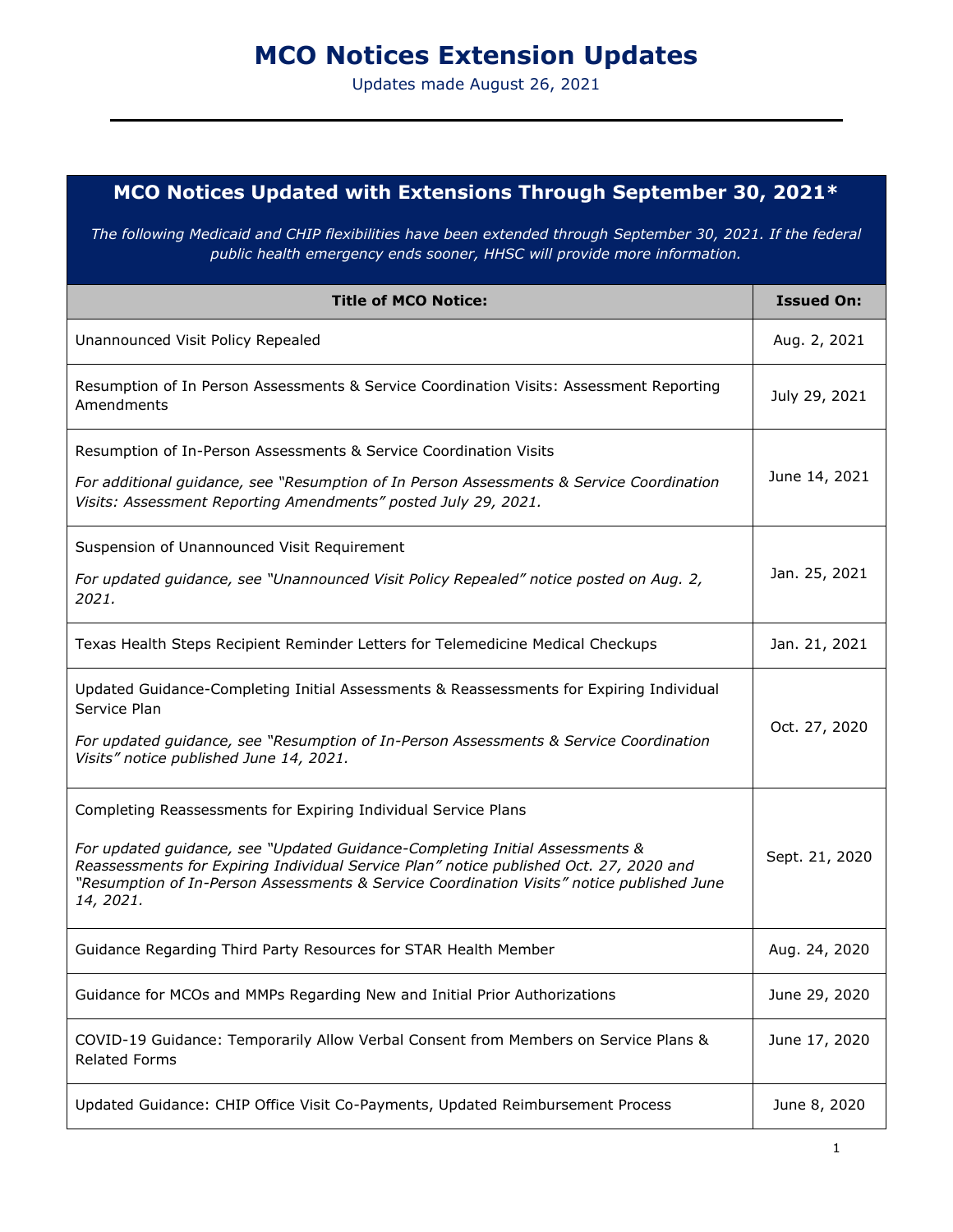# MCO Notices Extension Updates

Updates made August 26, 2021

## MCO Notices Updated with Extensions Through September 30, 2021*

*The following Medicaid and CHIP flexibilities have been extended through September 30, 2021. If the federal public health emergency ends sooner, HHSC will provide more information.*

| Title of MCO Notice: | Issued On: |
|---|---|
| Unannounced Visit Policy Repealed | Aug. 2, 2021 |
| Resumption of In Person Assessments & Service Coordination Visits: Assessment Reporting Amendments | July 29, 2021 |
| Resumption of In-Person Assessments & Service Coordination Visits<br>*For additional guidance, see "Resumption of In Person Assessments & Service Coordination Visits: Assessment Reporting Amendments" posted July 29, 2021.* | June 14, 2021 |
| Suspension of Unannounced Visit Requirement<br>*For updated guidance, see "Unannounced Visit Policy Repealed" notice posted on Aug. 2, 2021.* | Jan. 25, 2021 |
| Texas Health Steps Recipient Reminder Letters for Telemedicine Medical Checkups | Jan. 21, 2021 |
| Updated Guidance-Completing Initial Assessments & Reassessments for Expiring Individual Service Plan<br>*For updated guidance, see "Resumption of In-Person Assessments & Service Coordination Visits" notice published June 14, 2021.* | Oct. 27, 2020 |
| Completing Reassessments for Expiring Individual Service Plans<br>*For updated guidance, see "Updated Guidance-Completing Initial Assessments & Reassessments for Expiring Individual Service Plan" notice published Oct. 27, 2020 and "Resumption of In-Person Assessments & Service Coordination Visits" notice published June 14, 2021.* | Sept. 21, 2020 |
| Guidance Regarding Third Party Resources for STAR Health Member | Aug. 24, 2020 |
| Guidance for MCOs and MMPs Regarding New and Initial Prior Authorizations | June 29, 2020 |
| COVID-19 Guidance: Temporarily Allow Verbal Consent from Members on Service Plans & Related Forms | June 17, 2020 |
| Updated Guidance: CHIP Office Visit Co-Payments, Updated Reimbursement Process | June 8, 2020 |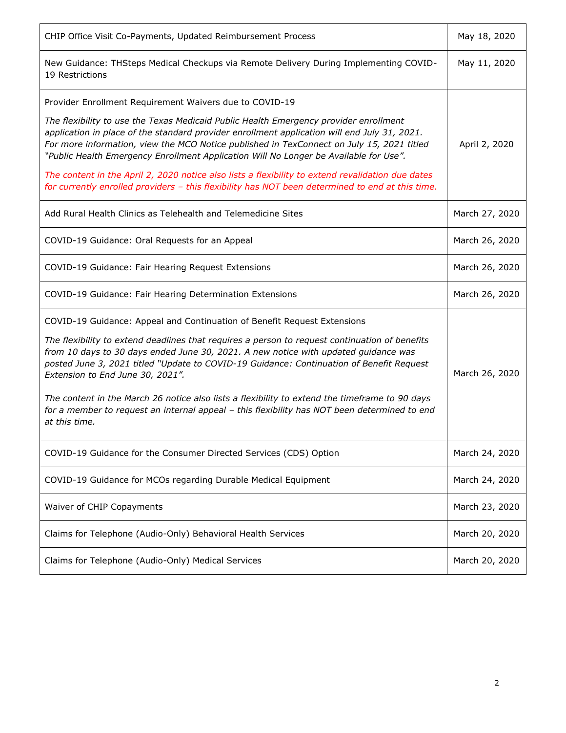| | |
|---|---|
| CHIP Office Visit Co-Payments, Updated Reimbursement Process | May 18, 2020 |
| New Guidance: THSteps Medical Checkups via Remote Delivery During Implementing COVID-19 Restrictions | May 11, 2020 |
| Provider Enrollment Requirement Waivers due to COVID-19<br><br>*The flexibility to use the Texas Medicaid Public Health Emergency provider enrollment application in place of the standard provider enrollment application will end July 31, 2021. For more information, view the MCO Notice published in TexConnect on July 15, 2021 titled "Public Health Emergency Enrollment Application Will No Longer be Available for Use".*<br><br>*The content in the April 2, 2020 notice also lists a flexibility to extend revalidation due dates for currently enrolled providers – this flexibility has NOT been determined to end at this time.* | April 2, 2020 |
| Add Rural Health Clinics as Telehealth and Telemedicine Sites | March 27, 2020 |
| COVID-19 Guidance: Oral Requests for an Appeal | March 26, 2020 |
| COVID-19 Guidance: Fair Hearing Request Extensions | March 26, 2020 |
| COVID-19 Guidance: Fair Hearing Determination Extensions | March 26, 2020 |
| COVID-19 Guidance: Appeal and Continuation of Benefit Request Extensions<br><br>*The flexibility to extend deadlines that requires a person to request continuation of benefits from 10 days to 30 days ended June 30, 2021. A new notice with updated guidance was posted June 3, 2021 titled "Update to COVID-19 Guidance: Continuation of Benefit Request Extension to End June 30, 2021".*<br><br>*The content in the March 26 notice also lists a flexibility to extend the timeframe to 90 days for a member to request an internal appeal – this flexibility has NOT been determined to end at this time.* | March 26, 2020 |
| COVID-19 Guidance for the Consumer Directed Services (CDS) Option | March 24, 2020 |
| COVID-19 Guidance for MCOs regarding Durable Medical Equipment | March 24, 2020 |
| Waiver of CHIP Copayments | March 23, 2020 |
| Claims for Telephone (Audio-Only) Behavioral Health Services | March 20, 2020 |
| Claims for Telephone (Audio-Only) Medical Services | March 20, 2020 |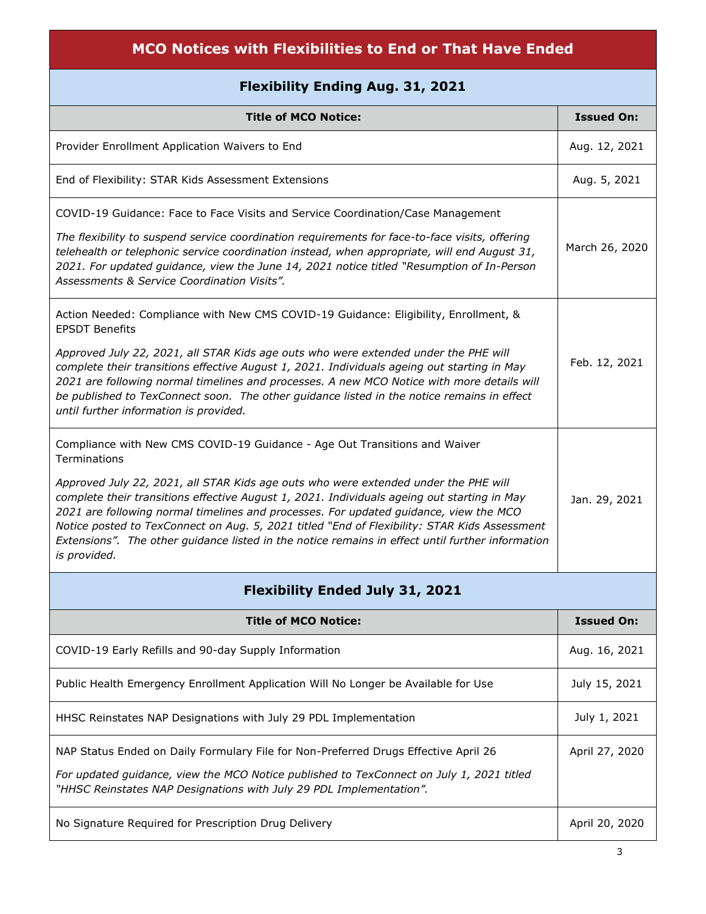## MCO Notices with Flexibilities to End or That Have Ended

### Flexibility Ending Aug. 31, 2021

| Title of MCO Notice: | Issued On: |
|---|---|
| Provider Enrollment Application Waivers to End | Aug. 12, 2021 |
| End of Flexibility: STAR Kids Assessment Extensions | Aug. 5, 2021 |
| COVID-19 Guidance: Face to Face Visits and Service Coordination/Case Management<br><br>*The flexibility to suspend service coordination requirements for face-to-face visits, offering telehealth or telephonic service coordination instead, when appropriate, will end August 31, 2021. For updated guidance, view the June 14, 2021 notice titled "Resumption of In-Person Assessments & Service Coordination Visits".* | March 26, 2020 |
| Action Needed: Compliance with New CMS COVID-19 Guidance: Eligibility, Enrollment, & EPSDT Benefits<br><br>*Approved July 22, 2021, all STAR Kids age outs who were extended under the PHE will complete their transitions effective August 1, 2021. Individuals ageing out starting in May 2021 are following normal timelines and processes. A new MCO Notice with more details will be published to TexConnect soon. The other guidance listed in the notice remains in effect until further information is provided.* | Feb. 12, 2021 |
| Compliance with New CMS COVID-19 Guidance - Age Out Transitions and Waiver Terminations<br><br>*Approved July 22, 2021, all STAR Kids age outs who were extended under the PHE will complete their transitions effective August 1, 2021. Individuals ageing out starting in May 2021 are following normal timelines and processes. For updated guidance, view the MCO Notice posted to TexConnect on Aug. 5, 2021 titled "End of Flexibility: STAR Kids Assessment Extensions". The other guidance listed in the notice remains in effect until further information is provided.* | Jan. 29, 2021 |

### Flexibility Ended July 31, 2021

| Title of MCO Notice: | Issued On: |
|---|---|
| COVID-19 Early Refills and 90-day Supply Information | Aug. 16, 2021 |
| Public Health Emergency Enrollment Application Will No Longer be Available for Use | July 15, 2021 |
| HHSC Reinstates NAP Designations with July 29 PDL Implementation | July 1, 2021 |
| NAP Status Ended on Daily Formulary File for Non-Preferred Drugs Effective April 26<br><br>*For updated guidance, view the MCO Notice published to TexConnect on July 1, 2021 titled "HHSC Reinstates NAP Designations with July 29 PDL Implementation".* | April 27, 2020 |
| No Signature Required for Prescription Drug Delivery | April 20, 2020 |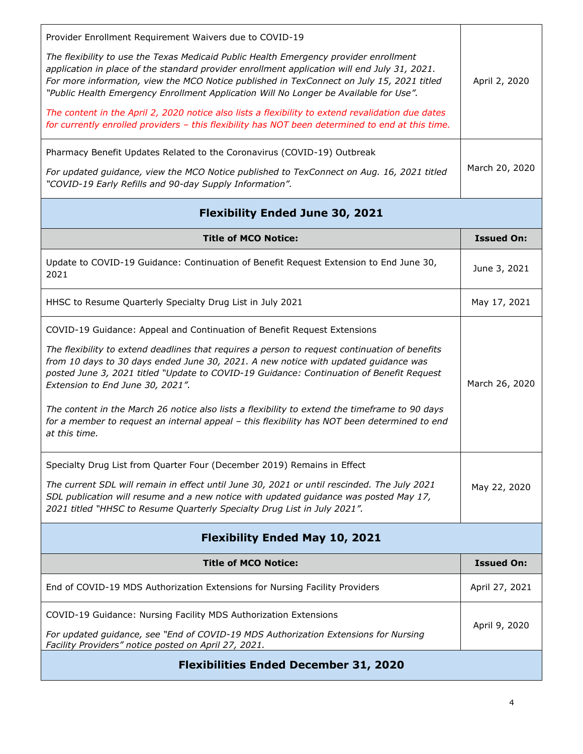| | |
|---|---|
| Provider Enrollment Requirement Waivers due to COVID-19<br><br>*The flexibility to use the Texas Medicaid Public Health Emergency provider enrollment application in place of the standard provider enrollment application will end July 31, 2021. For more information, view the MCO Notice published in TexConnect on July 15, 2021 titled "Public Health Emergency Enrollment Application Will No Longer be Available for Use".*<br><br>*The content in the April 2, 2020 notice also lists a flexibility to extend revalidation due dates for currently enrolled providers – this flexibility has NOT been determined to end at this time.* | April 2, 2020 |
| Pharmacy Benefit Updates Related to the Coronavirus (COVID-19) Outbreak<br><br>*For updated guidance, view the MCO Notice published to TexConnect on Aug. 16, 2021 titled "COVID-19 Early Refills and 90-day Supply Information".* | March 20, 2020 |

## Flexibility Ended June 30, 2021

| Title of MCO Notice: | Issued On: |
|---|---|
| Update to COVID-19 Guidance: Continuation of Benefit Request Extension to End June 30, 2021 | June 3, 2021 |
| HHSC to Resume Quarterly Specialty Drug List in July 2021 | May 17, 2021 |
| COVID-19 Guidance: Appeal and Continuation of Benefit Request Extensions<br><br>*The flexibility to extend deadlines that requires a person to request continuation of benefits from 10 days to 30 days ended June 30, 2021. A new notice with updated guidance was posted June 3, 2021 titled "Update to COVID-19 Guidance: Continuation of Benefit Request Extension to End June 30, 2021".*<br><br>*The content in the March 26 notice also lists a flexibility to extend the timeframe to 90 days for a member to request an internal appeal – this flexibility has NOT been determined to end at this time.* | March 26, 2020 |
| Specialty Drug List from Quarter Four (December 2019) Remains in Effect<br><br>*The current SDL will remain in effect until June 30, 2021 or until rescinded. The July 2021 SDL publication will resume and a new notice with updated guidance was posted May 17, 2021 titled "HHSC to Resume Quarterly Specialty Drug List in July 2021".* | May 22, 2020 |

## Flexibility Ended May 10, 2021

| Title of MCO Notice: | Issued On: |
|---|---|
| End of COVID-19 MDS Authorization Extensions for Nursing Facility Providers | April 27, 2021 |
| COVID-19 Guidance: Nursing Facility MDS Authorization Extensions<br><br>*For updated guidance, see "End of COVID-19 MDS Authorization Extensions for Nursing Facility Providers" notice posted on April 27, 2021.* | April 9, 2020 |

## Flexibilities Ended December 31, 2020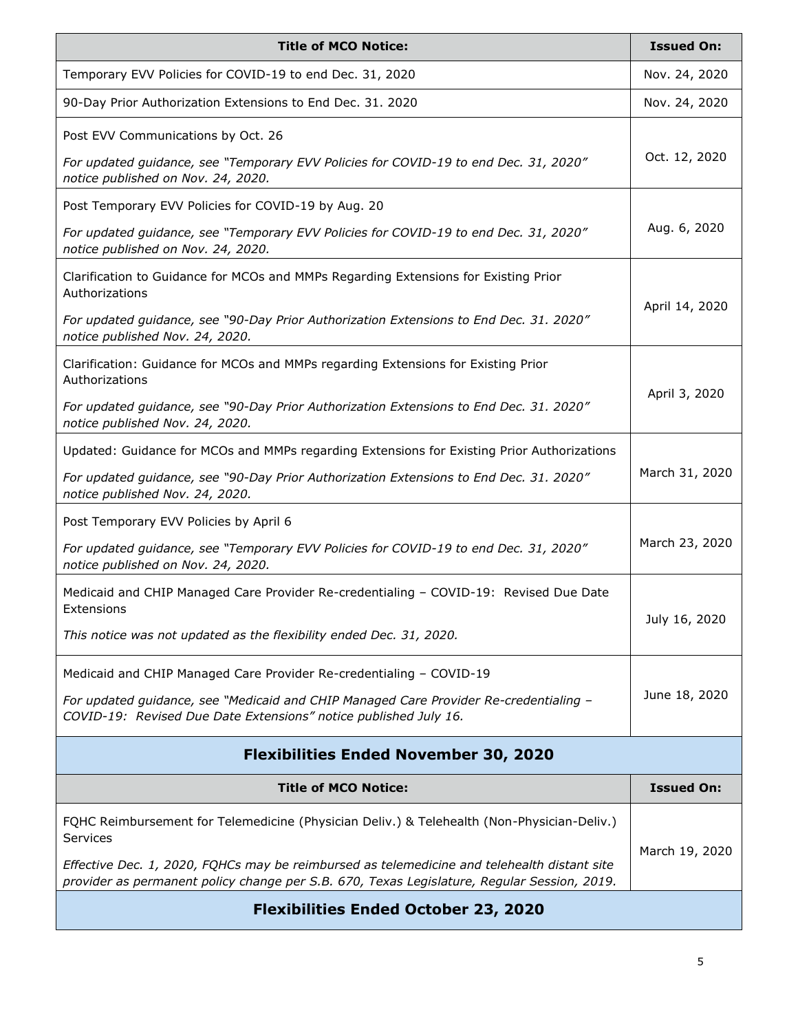| Title of MCO Notice: | Issued On: |
|---|---|
| Temporary EVV Policies for COVID-19 to end Dec. 31, 2020 | Nov. 24, 2020 |
| 90-Day Prior Authorization Extensions to End Dec. 31. 2020 | Nov. 24, 2020 |
| Post EVV Communications by Oct. 26<br><br>*For updated guidance, see "Temporary EVV Policies for COVID-19 to end Dec. 31, 2020" notice published on Nov. 24, 2020.* | Oct. 12, 2020 |
| Post Temporary EVV Policies for COVID-19 by Aug. 20<br><br>*For updated guidance, see "Temporary EVV Policies for COVID-19 to end Dec. 31, 2020" notice published on Nov. 24, 2020.* | Aug. 6, 2020 |
| Clarification to Guidance for MCOs and MMPs Regarding Extensions for Existing Prior Authorizations<br><br>*For updated guidance, see "90-Day Prior Authorization Extensions to End Dec. 31. 2020" notice published Nov. 24, 2020.* | April 14, 2020 |
| Clarification: Guidance for MCOs and MMPs regarding Extensions for Existing Prior Authorizations<br><br>*For updated guidance, see "90-Day Prior Authorization Extensions to End Dec. 31. 2020" notice published Nov. 24, 2020.* | April 3, 2020 |
| Updated: Guidance for MCOs and MMPs regarding Extensions for Existing Prior Authorizations<br><br>*For updated guidance, see "90-Day Prior Authorization Extensions to End Dec. 31. 2020" notice published Nov. 24, 2020.* | March 31, 2020 |
| Post Temporary EVV Policies by April 6<br><br>*For updated guidance, see "Temporary EVV Policies for COVID-19 to end Dec. 31, 2020" notice published on Nov. 24, 2020.* | March 23, 2020 |
| Medicaid and CHIP Managed Care Provider Re-credentialing – COVID-19: Revised Due Date Extensions<br><br>*This notice was not updated as the flexibility ended Dec. 31, 2020.* | July 16, 2020 |
| Medicaid and CHIP Managed Care Provider Re-credentialing – COVID-19<br><br>*For updated guidance, see "Medicaid and CHIP Managed Care Provider Re-credentialing – COVID-19: Revised Due Date Extensions" notice published July 16.* | June 18, 2020 |

## Flexibilities Ended November 30, 2020

| Title of MCO Notice: | Issued On: |
|---|---|
| FQHC Reimbursement for Telemedicine (Physician Deliv.) & Telehealth (Non-Physician-Deliv.) Services<br><br>*Effective Dec. 1, 2020, FQHCs may be reimbursed as telemedicine and telehealth distant site provider as permanent policy change per S.B. 670, Texas Legislature, Regular Session, 2019.* | March 19, 2020 |

## Flexibilities Ended October 23, 2020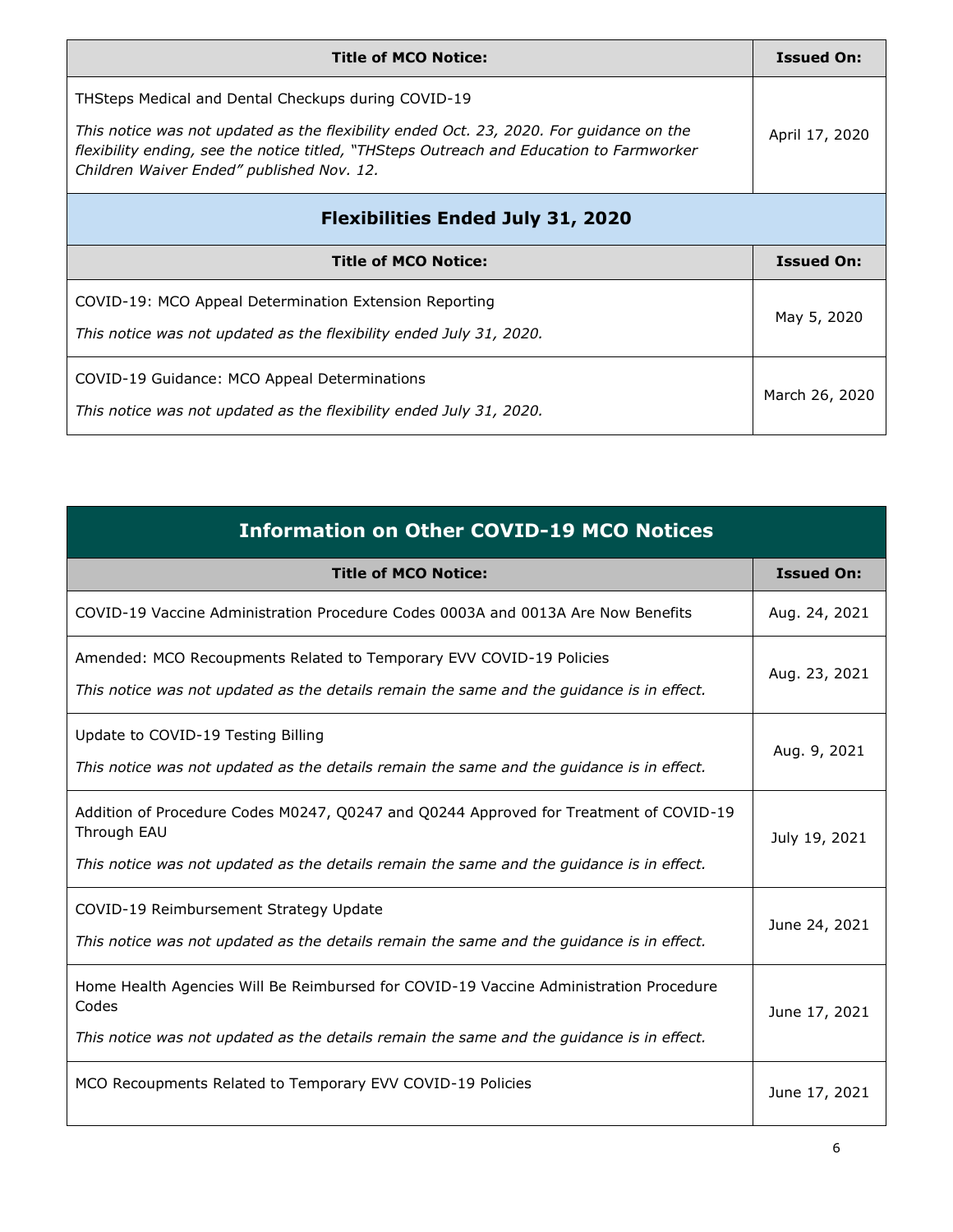| Title of MCO Notice: | Issued On: |
|---|---|
| THSteps Medical and Dental Checkups during COVID-19<br><br>*This notice was not updated as the flexibility ended Oct. 23, 2020. For guidance on the flexibility ending, see the notice titled, "THSteps Outreach and Education to Farmworker Children Waiver Ended" published Nov. 12.* | April 17, 2020 |

## Flexibilities Ended July 31, 2020

| Title of MCO Notice: | Issued On: |
|---|---|
| COVID-19: MCO Appeal Determination Extension Reporting<br><br>*This notice was not updated as the flexibility ended July 31, 2020.* | May 5, 2020 |
| COVID-19 Guidance: MCO Appeal Determinations<br><br>*This notice was not updated as the flexibility ended July 31, 2020.* | March 26, 2020 |

## Information on Other COVID-19 MCO Notices

| Title of MCO Notice: | Issued On: |
|---|---|
| COVID-19 Vaccine Administration Procedure Codes 0003A and 0013A Are Now Benefits | Aug. 24, 2021 |
| Amended: MCO Recoupments Related to Temporary EVV COVID-19 Policies<br><br>*This notice was not updated as the details remain the same and the guidance is in effect.* | Aug. 23, 2021 |
| Update to COVID-19 Testing Billing<br><br>*This notice was not updated as the details remain the same and the guidance is in effect.* | Aug. 9, 2021 |
| Addition of Procedure Codes M0247, Q0247 and Q0244 Approved for Treatment of COVID-19 Through EAU<br><br>*This notice was not updated as the details remain the same and the guidance is in effect.* | July 19, 2021 |
| COVID-19 Reimbursement Strategy Update<br><br>*This notice was not updated as the details remain the same and the guidance is in effect.* | June 24, 2021 |
| Home Health Agencies Will Be Reimbursed for COVID-19 Vaccine Administration Procedure Codes<br><br>*This notice was not updated as the details remain the same and the guidance is in effect.* | June 17, 2021 |
| MCO Recoupments Related to Temporary EVV COVID-19 Policies | June 17, 2021 |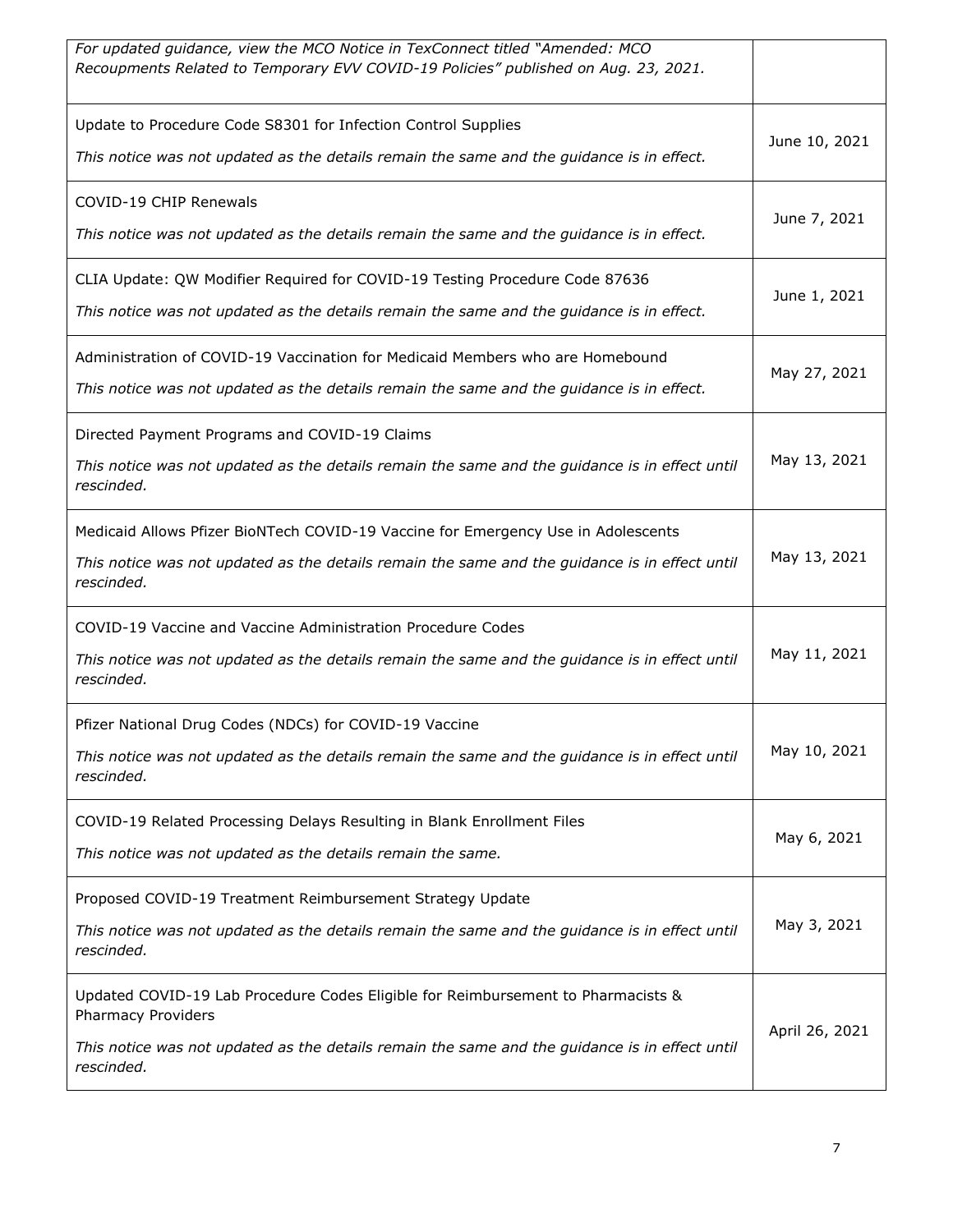| | |
|---|---|
| *For updated guidance, view the MCO Notice in TexConnect titled "Amended: MCO Recoupments Related to Temporary EVV COVID-19 Policies" published on Aug. 23, 2021.* | |
| Update to Procedure Code S8301 for Infection Control Supplies<br><br>*This notice was not updated as the details remain the same and the guidance is in effect.* | June 10, 2021 |
| COVID-19 CHIP Renewals<br><br>*This notice was not updated as the details remain the same and the guidance is in effect.* | June 7, 2021 |
| CLIA Update: QW Modifier Required for COVID-19 Testing Procedure Code 87636<br><br>*This notice was not updated as the details remain the same and the guidance is in effect.* | June 1, 2021 |
| Administration of COVID-19 Vaccination for Medicaid Members who are Homebound<br><br>*This notice was not updated as the details remain the same and the guidance is in effect.* | May 27, 2021 |
| Directed Payment Programs and COVID-19 Claims<br><br>*This notice was not updated as the details remain the same and the guidance is in effect until rescinded.* | May 13, 2021 |
| Medicaid Allows Pfizer BioNTech COVID-19 Vaccine for Emergency Use in Adolescents<br><br>*This notice was not updated as the details remain the same and the guidance is in effect until rescinded.* | May 13, 2021 |
| COVID-19 Vaccine and Vaccine Administration Procedure Codes<br><br>*This notice was not updated as the details remain the same and the guidance is in effect until rescinded.* | May 11, 2021 |
| Pfizer National Drug Codes (NDCs) for COVID-19 Vaccine<br><br>*This notice was not updated as the details remain the same and the guidance is in effect until rescinded.* | May 10, 2021 |
| COVID-19 Related Processing Delays Resulting in Blank Enrollment Files<br><br>*This notice was not updated as the details remain the same.* | May 6, 2021 |
| Proposed COVID-19 Treatment Reimbursement Strategy Update<br><br>*This notice was not updated as the details remain the same and the guidance is in effect until rescinded.* | May 3, 2021 |
| Updated COVID-19 Lab Procedure Codes Eligible for Reimbursement to Pharmacists & Pharmacy Providers<br><br>*This notice was not updated as the details remain the same and the guidance is in effect until rescinded.* | April 26, 2021 |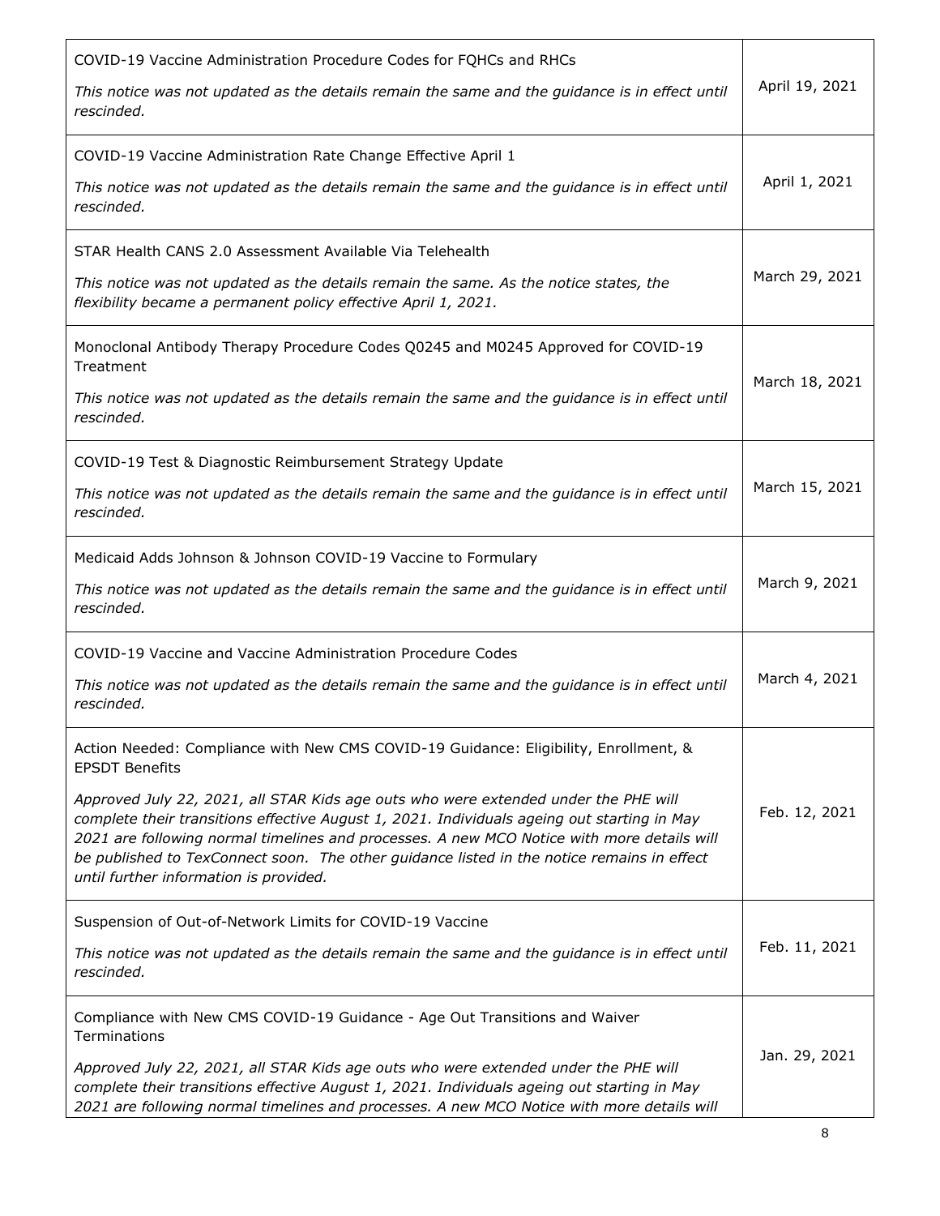| | |
|---|---|
| COVID-19 Vaccine Administration Procedure Codes for FQHCs and RHCs<br>*This notice was not updated as the details remain the same and the guidance is in effect until rescinded.* | April 19, 2021 |
| COVID-19 Vaccine Administration Rate Change Effective April 1<br>*This notice was not updated as the details remain the same and the guidance is in effect until rescinded.* | April 1, 2021 |
| STAR Health CANS 2.0 Assessment Available Via Telehealth<br>*This notice was not updated as the details remain the same. As the notice states, the flexibility became a permanent policy effective April 1, 2021.* | March 29, 2021 |
| Monoclonal Antibody Therapy Procedure Codes Q0245 and M0245 Approved for COVID-19 Treatment<br>*This notice was not updated as the details remain the same and the guidance is in effect until rescinded.* | March 18, 2021 |
| COVID-19 Test & Diagnostic Reimbursement Strategy Update<br>*This notice was not updated as the details remain the same and the guidance is in effect until rescinded.* | March 15, 2021 |
| Medicaid Adds Johnson & Johnson COVID-19 Vaccine to Formulary<br>*This notice was not updated as the details remain the same and the guidance is in effect until rescinded.* | March 9, 2021 |
| COVID-19 Vaccine and Vaccine Administration Procedure Codes<br>*This notice was not updated as the details remain the same and the guidance is in effect until rescinded.* | March 4, 2021 |
| Action Needed: Compliance with New CMS COVID-19 Guidance: Eligibility, Enrollment, & EPSDT Benefits<br>*Approved July 22, 2021, all STAR Kids age outs who were extended under the PHE will complete their transitions effective August 1, 2021. Individuals ageing out starting in May 2021 are following normal timelines and processes. A new MCO Notice with more details will be published to TexConnect soon. The other guidance listed in the notice remains in effect until further information is provided.* | Feb. 12, 2021 |
| Suspension of Out-of-Network Limits for COVID-19 Vaccine<br>*This notice was not updated as the details remain the same and the guidance is in effect until rescinded.* | Feb. 11, 2021 |
| Compliance with New CMS COVID-19 Guidance - Age Out Transitions and Waiver Terminations<br>*Approved July 22, 2021, all STAR Kids age outs who were extended under the PHE will complete their transitions effective August 1, 2021. Individuals ageing out starting in May 2021 are following normal timelines and processes. A new MCO Notice with more details will* | Jan. 29, 2021 |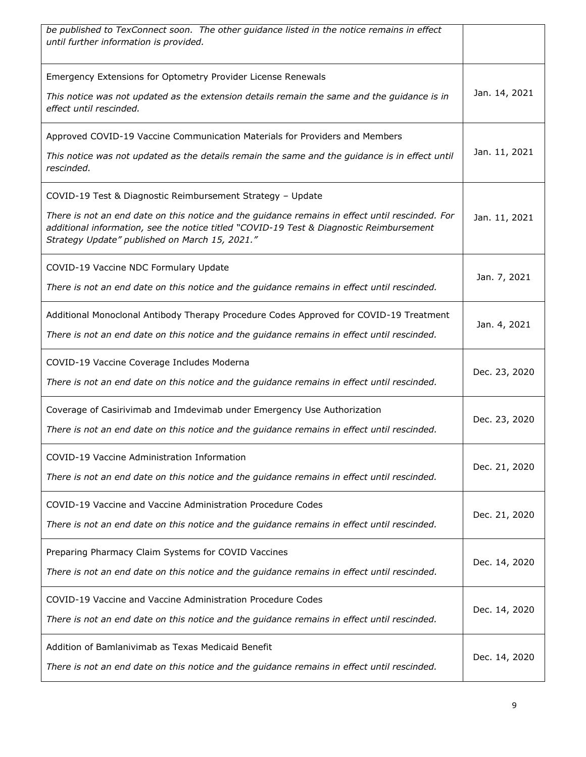| | |
|---|---|
| *be published to TexConnect soon. The other guidance listed in the notice remains in effect until further information is provided.* | |
| Emergency Extensions for Optometry Provider License Renewals<br><br>*This notice was not updated as the extension details remain the same and the guidance is in effect until rescinded.* | Jan. 14, 2021 |
| Approved COVID-19 Vaccine Communication Materials for Providers and Members<br><br>*This notice was not updated as the details remain the same and the guidance is in effect until rescinded.* | Jan. 11, 2021 |
| COVID-19 Test & Diagnostic Reimbursement Strategy – Update<br><br>*There is not an end date on this notice and the guidance remains in effect until rescinded. For additional information, see the notice titled "COVID-19 Test & Diagnostic Reimbursement Strategy Update" published on March 15, 2021."* | Jan. 11, 2021 |
| COVID-19 Vaccine NDC Formulary Update<br><br>*There is not an end date on this notice and the guidance remains in effect until rescinded.* | Jan. 7, 2021 |
| Additional Monoclonal Antibody Therapy Procedure Codes Approved for COVID-19 Treatment<br><br>*There is not an end date on this notice and the guidance remains in effect until rescinded.* | Jan. 4, 2021 |
| COVID-19 Vaccine Coverage Includes Moderna<br><br>*There is not an end date on this notice and the guidance remains in effect until rescinded.* | Dec. 23, 2020 |
| Coverage of Casirivimab and Imdevimab under Emergency Use Authorization<br><br>*There is not an end date on this notice and the guidance remains in effect until rescinded.* | Dec. 23, 2020 |
| COVID-19 Vaccine Administration Information<br><br>*There is not an end date on this notice and the guidance remains in effect until rescinded.* | Dec. 21, 2020 |
| COVID-19 Vaccine and Vaccine Administration Procedure Codes<br><br>*There is not an end date on this notice and the guidance remains in effect until rescinded.* | Dec. 21, 2020 |
| Preparing Pharmacy Claim Systems for COVID Vaccines<br><br>*There is not an end date on this notice and the guidance remains in effect until rescinded.* | Dec. 14, 2020 |
| COVID-19 Vaccine and Vaccine Administration Procedure Codes<br><br>*There is not an end date on this notice and the guidance remains in effect until rescinded.* | Dec. 14, 2020 |
| Addition of Bamlanivimab as Texas Medicaid Benefit<br><br>*There is not an end date on this notice and the guidance remains in effect until rescinded.* | Dec. 14, 2020 |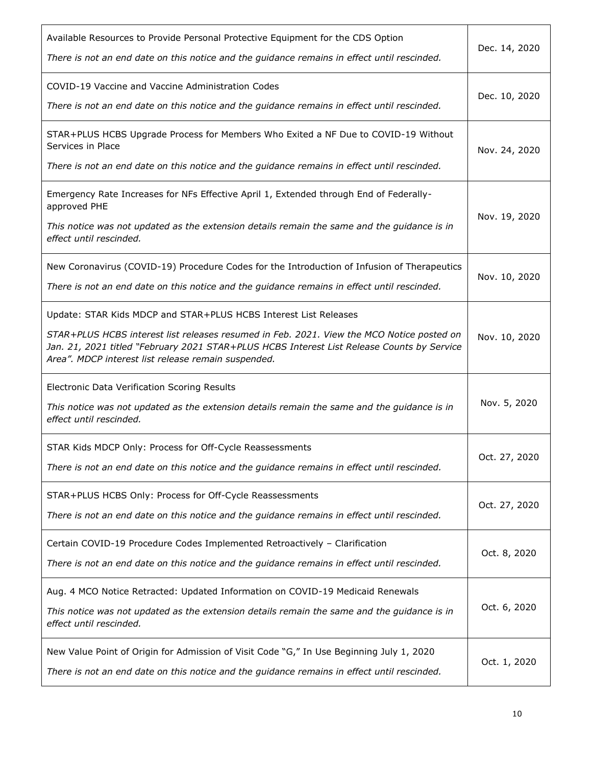| | |
|---|---|
| Available Resources to Provide Personal Protective Equipment for the CDS Option<br><br>*There is not an end date on this notice and the guidance remains in effect until rescinded.* | Dec. 14, 2020 |
| COVID-19 Vaccine and Vaccine Administration Codes<br><br>*There is not an end date on this notice and the guidance remains in effect until rescinded.* | Dec. 10, 2020 |
| STAR+PLUS HCBS Upgrade Process for Members Who Exited a NF Due to COVID-19 Without Services in Place<br><br>*There is not an end date on this notice and the guidance remains in effect until rescinded.* | Nov. 24, 2020 |
| Emergency Rate Increases for NFs Effective April 1, Extended through End of Federally-approved PHE<br><br>*This notice was not updated as the extension details remain the same and the guidance is in effect until rescinded.* | Nov. 19, 2020 |
| New Coronavirus (COVID-19) Procedure Codes for the Introduction of Infusion of Therapeutics<br><br>*There is not an end date on this notice and the guidance remains in effect until rescinded.* | Nov. 10, 2020 |
| Update: STAR Kids MDCP and STAR+PLUS HCBS Interest List Releases<br><br>*STAR+PLUS HCBS interest list releases resumed in Feb. 2021. View the MCO Notice posted on Jan. 21, 2021 titled "February 2021 STAR+PLUS HCBS Interest List Release Counts by Service Area". MDCP interest list release remain suspended.* | Nov. 10, 2020 |
| Electronic Data Verification Scoring Results<br><br>*This notice was not updated as the extension details remain the same and the guidance is in effect until rescinded.* | Nov. 5, 2020 |
| STAR Kids MDCP Only: Process for Off-Cycle Reassessments<br><br>*There is not an end date on this notice and the guidance remains in effect until rescinded.* | Oct. 27, 2020 |
| STAR+PLUS HCBS Only: Process for Off-Cycle Reassessments<br><br>*There is not an end date on this notice and the guidance remains in effect until rescinded.* | Oct. 27, 2020 |
| Certain COVID-19 Procedure Codes Implemented Retroactively – Clarification<br><br>*There is not an end date on this notice and the guidance remains in effect until rescinded.* | Oct. 8, 2020 |
| Aug. 4 MCO Notice Retracted: Updated Information on COVID-19 Medicaid Renewals<br><br>*This notice was not updated as the extension details remain the same and the guidance is in effect until rescinded.* | Oct. 6, 2020 |
| New Value Point of Origin for Admission of Visit Code "G," In Use Beginning July 1, 2020<br><br>*There is not an end date on this notice and the guidance remains in effect until rescinded.* | Oct. 1, 2020 |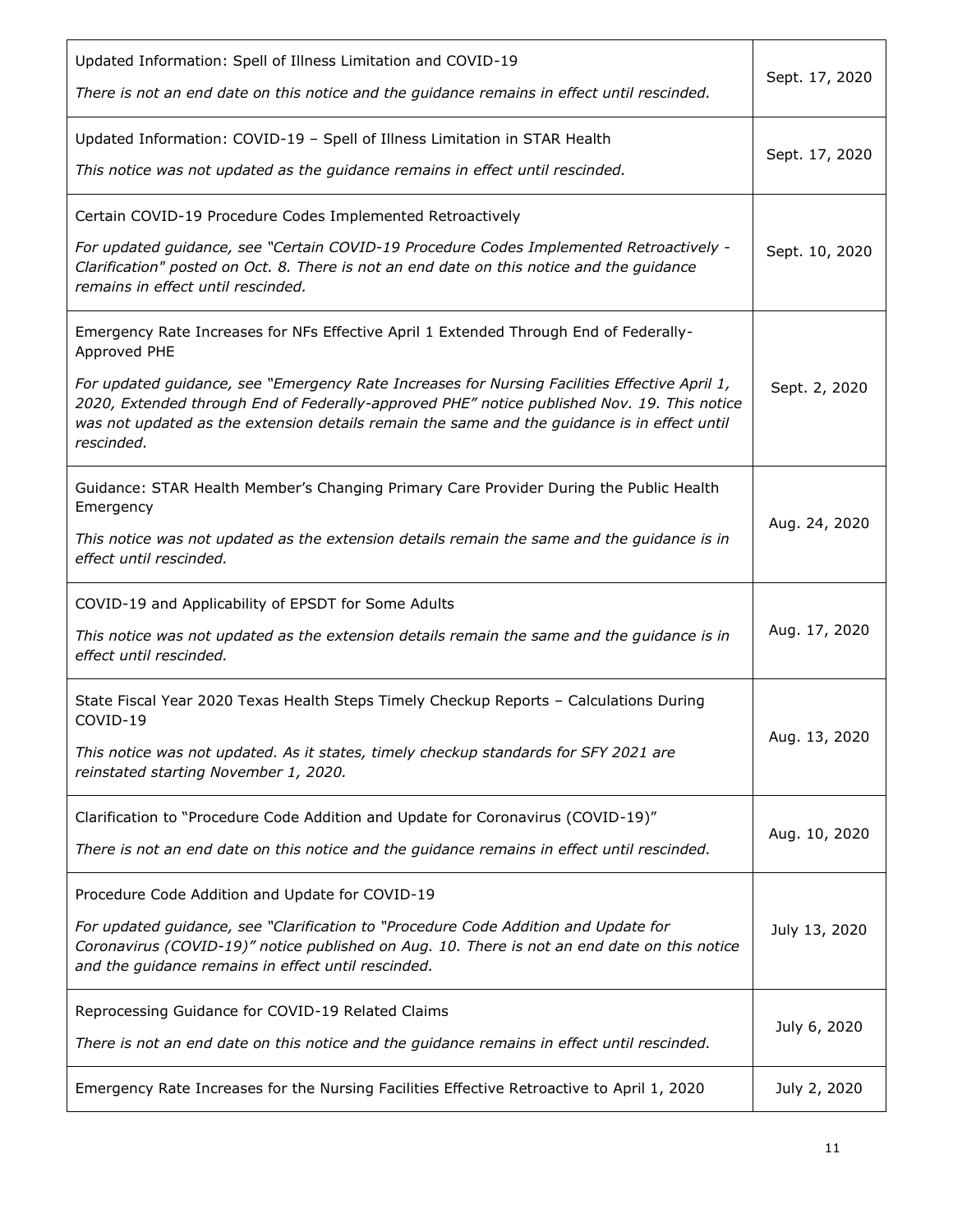| | |
|---|---|
| Updated Information: Spell of Illness Limitation and COVID-19<br><br>*There is not an end date on this notice and the guidance remains in effect until rescinded.* | Sept. 17, 2020 |
| Updated Information: COVID-19 – Spell of Illness Limitation in STAR Health<br><br>*This notice was not updated as the guidance remains in effect until rescinded.* | Sept. 17, 2020 |
| Certain COVID-19 Procedure Codes Implemented Retroactively<br><br>*For updated guidance, see "Certain COVID-19 Procedure Codes Implemented Retroactively - Clarification" posted on Oct. 8. There is not an end date on this notice and the guidance remains in effect until rescinded.* | Sept. 10, 2020 |
| Emergency Rate Increases for NFs Effective April 1 Extended Through End of Federally-Approved PHE<br><br>*For updated guidance, see "Emergency Rate Increases for Nursing Facilities Effective April 1, 2020, Extended through End of Federally-approved PHE" notice published Nov. 19. This notice was not updated as the extension details remain the same and the guidance is in effect until rescinded.* | Sept. 2, 2020 |
| Guidance: STAR Health Member's Changing Primary Care Provider During the Public Health Emergency<br><br>*This notice was not updated as the extension details remain the same and the guidance is in effect until rescinded.* | Aug. 24, 2020 |
| COVID-19 and Applicability of EPSDT for Some Adults<br><br>*This notice was not updated as the extension details remain the same and the guidance is in effect until rescinded.* | Aug. 17, 2020 |
| State Fiscal Year 2020 Texas Health Steps Timely Checkup Reports – Calculations During COVID-19<br><br>*This notice was not updated. As it states, timely checkup standards for SFY 2021 are reinstated starting November 1, 2020.* | Aug. 13, 2020 |
| Clarification to "Procedure Code Addition and Update for Coronavirus (COVID-19)"<br><br>*There is not an end date on this notice and the guidance remains in effect until rescinded.* | Aug. 10, 2020 |
| Procedure Code Addition and Update for COVID-19<br><br>*For updated guidance, see "Clarification to "Procedure Code Addition and Update for Coronavirus (COVID-19)" notice published on Aug. 10. There is not an end date on this notice and the guidance remains in effect until rescinded.* | July 13, 2020 |
| Reprocessing Guidance for COVID-19 Related Claims<br><br>*There is not an end date on this notice and the guidance remains in effect until rescinded.* | July 6, 2020 |
| Emergency Rate Increases for the Nursing Facilities Effective Retroactive to April 1, 2020 | July 2, 2020 |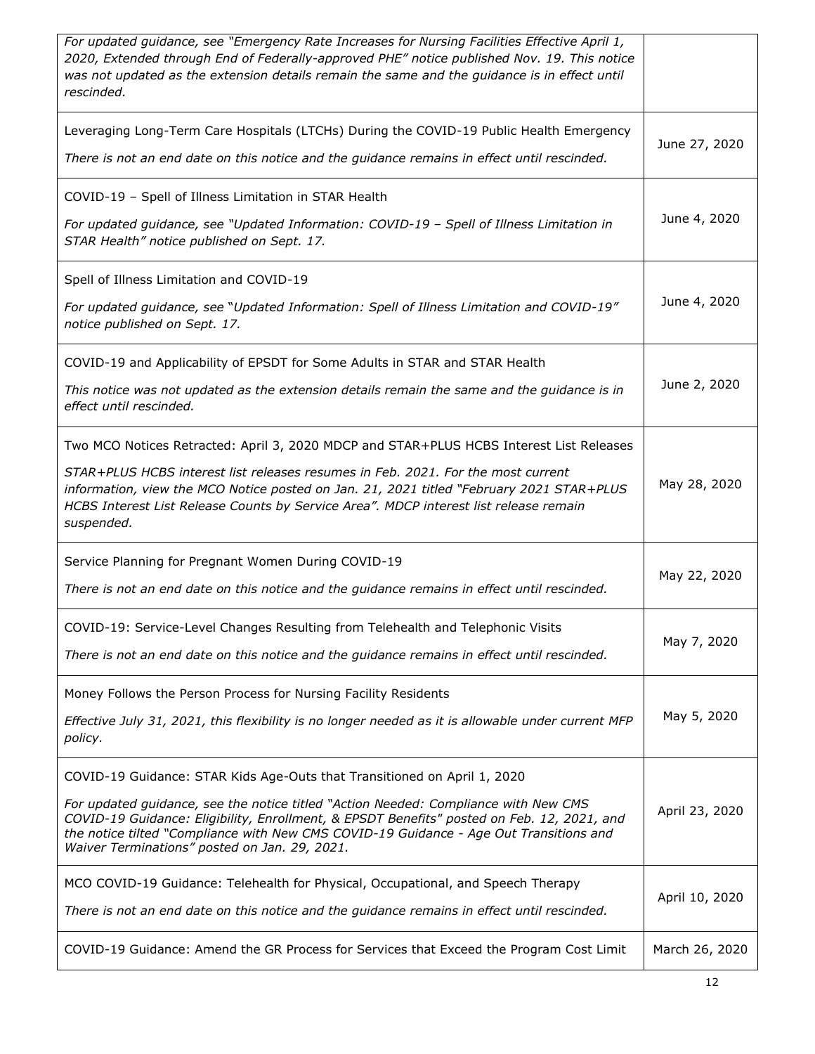| | |
|---|---|
| *For updated guidance, see "Emergency Rate Increases for Nursing Facilities Effective April 1, 2020, Extended through End of Federally-approved PHE" notice published Nov. 19. This notice was not updated as the extension details remain the same and the guidance is in effect until rescinded.* | |
| Leveraging Long-Term Care Hospitals (LTCHs) During the COVID-19 Public Health Emergency<br><br>*There is not an end date on this notice and the guidance remains in effect until rescinded.* | June 27, 2020 |
| COVID-19 – Spell of Illness Limitation in STAR Health<br><br>*For updated guidance, see "Updated Information: COVID-19 – Spell of Illness Limitation in STAR Health" notice published on Sept. 17.* | June 4, 2020 |
| Spell of Illness Limitation and COVID-19<br><br>*For updated guidance, see "Updated Information: Spell of Illness Limitation and COVID-19" notice published on Sept. 17.* | June 4, 2020 |
| COVID-19 and Applicability of EPSDT for Some Adults in STAR and STAR Health<br><br>*This notice was not updated as the extension details remain the same and the guidance is in effect until rescinded.* | June 2, 2020 |
| Two MCO Notices Retracted: April 3, 2020 MDCP and STAR+PLUS HCBS Interest List Releases<br><br>*STAR+PLUS HCBS interest list releases resumes in Feb. 2021. For the most current information, view the MCO Notice posted on Jan. 21, 2021 titled "February 2021 STAR+PLUS HCBS Interest List Release Counts by Service Area". MDCP interest list release remain suspended.* | May 28, 2020 |
| Service Planning for Pregnant Women During COVID-19<br><br>*There is not an end date on this notice and the guidance remains in effect until rescinded.* | May 22, 2020 |
| COVID-19: Service-Level Changes Resulting from Telehealth and Telephonic Visits<br><br>*There is not an end date on this notice and the guidance remains in effect until rescinded.* | May 7, 2020 |
| Money Follows the Person Process for Nursing Facility Residents<br><br>*Effective July 31, 2021, this flexibility is no longer needed as it is allowable under current MFP policy.* | May 5, 2020 |
| COVID-19 Guidance: STAR Kids Age-Outs that Transitioned on April 1, 2020<br><br>*For updated guidance, see the notice titled "Action Needed: Compliance with New CMS COVID-19 Guidance: Eligibility, Enrollment, & EPSDT Benefits" posted on Feb. 12, 2021, and the notice tilted "Compliance with New CMS COVID-19 Guidance - Age Out Transitions and Waiver Terminations" posted on Jan. 29, 2021.* | April 23, 2020 |
| MCO COVID-19 Guidance: Telehealth for Physical, Occupational, and Speech Therapy<br><br>*There is not an end date on this notice and the guidance remains in effect until rescinded.* | April 10, 2020 |
| COVID-19 Guidance: Amend the GR Process for Services that Exceed the Program Cost Limit | March 26, 2020 |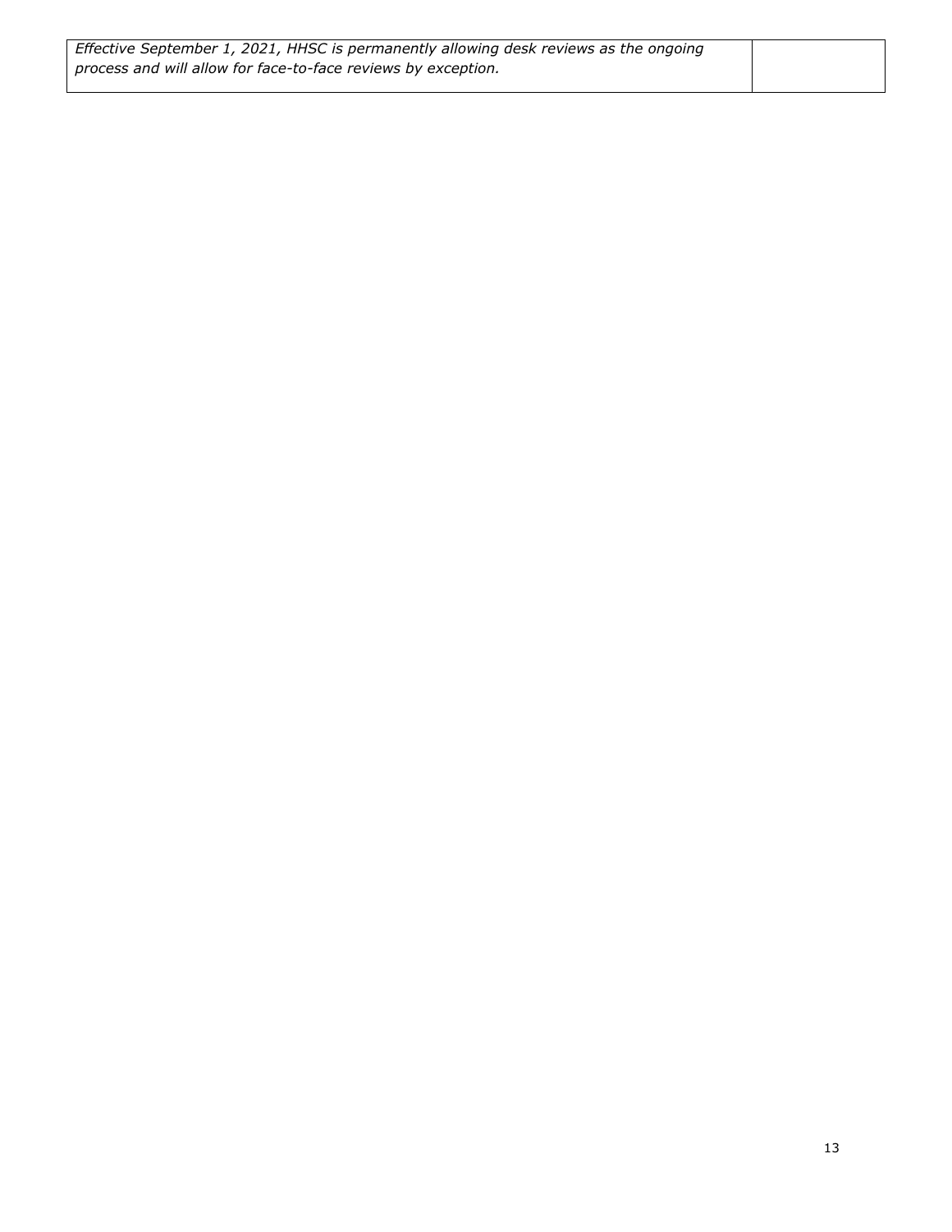| | |
|---|---|
| *Effective September 1, 2021, HHSC is permanently allowing desk reviews as the ongoing process and will allow for face-to-face reviews by exception.* | |